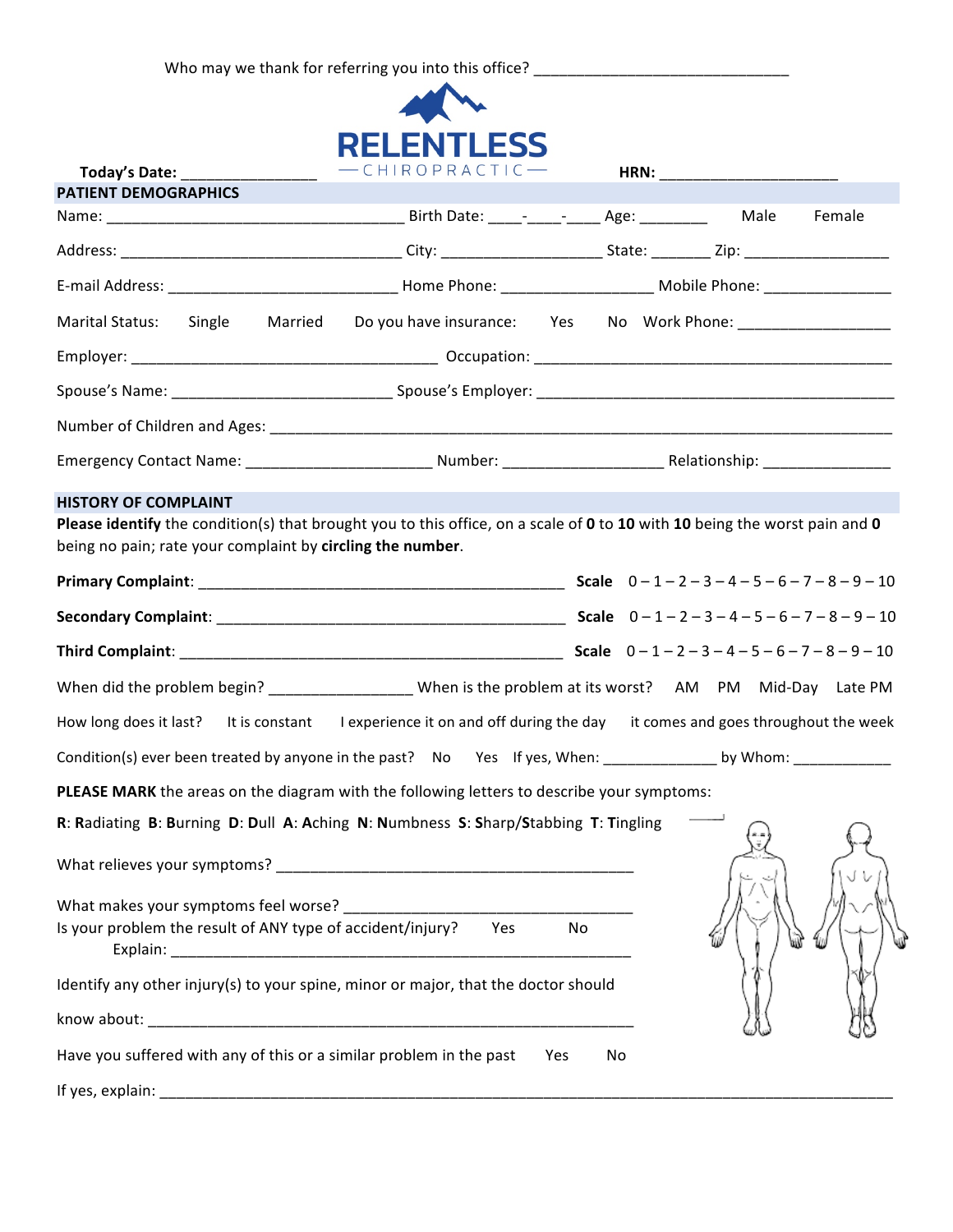Who may we thank for referring you into this office? ______________________________

# RELENTLESS
— CHIROPRACTIC —

**Today's Date:** _______________ **HRN:** ____________________

## PATIENT DEMOGRAPHICS

Name: __________________________________ Birth Date: ____-____-____ Age: ________ Male Female

Address: ________________________________ City: ___________________ State: _______ Zip: ________________

E-mail Address: __________________________ Home Phone: _________________ Mobile Phone: ______________

Marital Status: Single Married Do you have insurance: Yes No Work Phone: _________________

Employer: ___________________________________ Occupation: __________________________________________

Spouse's Name: _________________________ Spouse's Employer: ________________________________________

Number of Children and Ages: ________________________________________________________________________

Emergency Contact Name: _____________________ Number: __________________ Relationship: ______________

## HISTORY OF COMPLAINT

**Please identify** the condition(s) that brought you to this office, on a scale of **0** to **10** with **10** being the worst pain and **0** being no pain; rate your complaint by **circling the number**.

**Primary Complaint**: ___________________________________________ **Scale** 0 – 1 – 2 – 3 – 4 – 5 – 6 – 7 – 8 – 9 – 10

**Secondary Complaint**: _________________________________________ **Scale** 0 – 1 – 2 – 3 – 4 – 5 – 6 – 7 – 8 – 9 – 10

**Third Complaint**: _____________________________________________ **Scale** 0 – 1 – 2 – 3 – 4 – 5 – 6 – 7 – 8 – 9 – 10

When did the problem begin? ________________ When is the problem at its worst? AM PM Mid-Day Late PM

How long does it last? It is constant I experience it on and off during the day it comes and goes throughout the week

Condition(s) ever been treated by anyone in the past? No Yes If yes, When: _____________ by Whom: ___________

**PLEASE MARK** the areas on the diagram with the following letters to describe your symptoms:

**R**: **R**adiating **B**: **B**urning **D**: **D**ull **A**: **A**ching **N**: **N**umbness **S**: **S**harp/**S**tabbing **T**: **T**ingling

What relieves your symptoms? ___________________________________________

What makes your symptoms feel worse? ____________________________________

Is your problem the result of ANY type of accident/injury? Yes No

Explain: ________________________________________________________

Identify any other injury(s) to your spine, minor or major, that the doctor should know about: ___________________________________________________________

Have you suffered with any of this or a similar problem in the past Yes No

If yes, explain: ____________________________________________________________________________________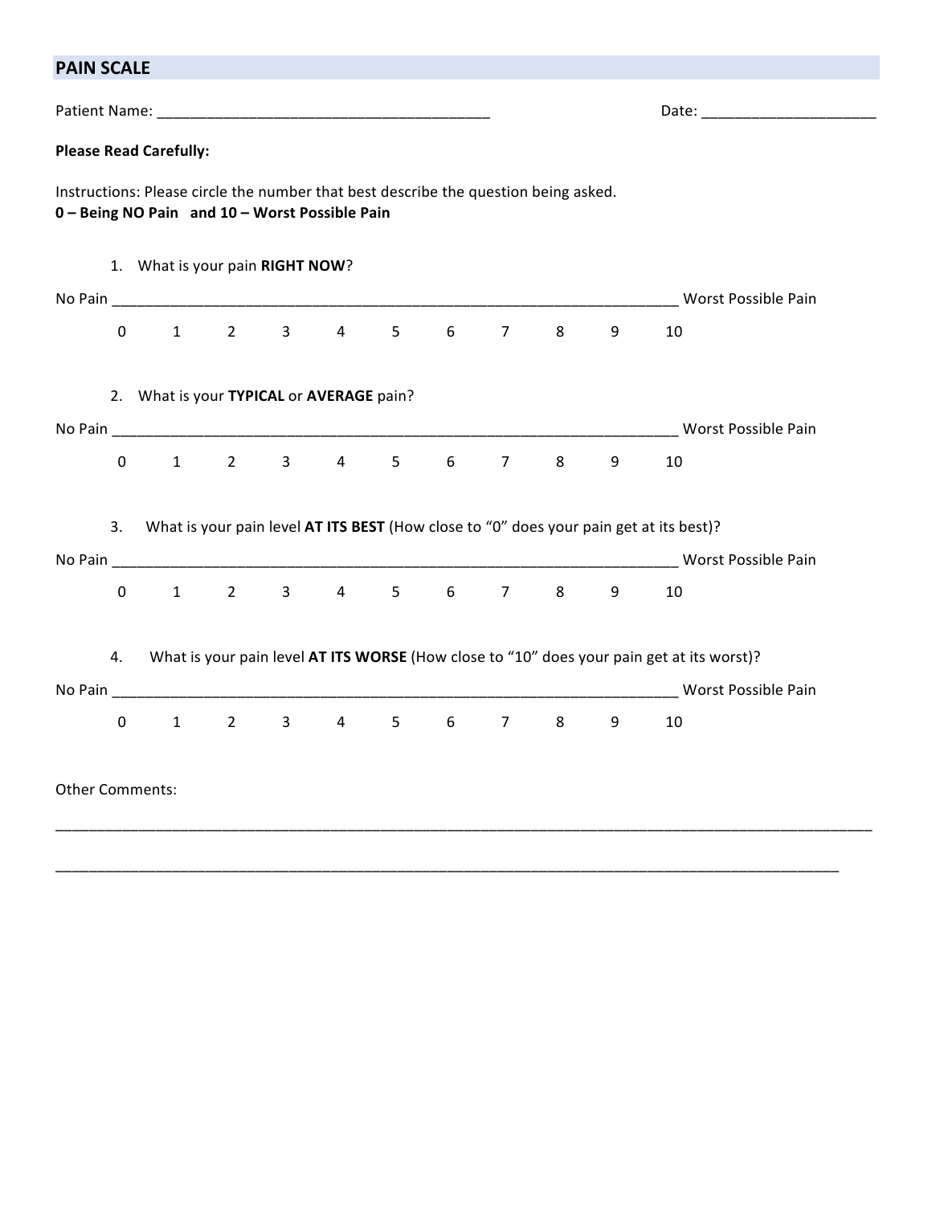## PAIN SCALE

Patient Name: ________________________________________ Date: ____________________

**Please Read Carefully:**

Instructions: Please circle the number that best describe the question being asked.
**0 – Being NO Pain and 10 – Worst Possible Pain**

1. What is your pain **RIGHT NOW**?

No Pain ______________________________________________________________________ Worst Possible Pain

0 1 2 3 4 5 6 7 8 9 10

2. What is your **TYPICAL** or **AVERAGE** pain?

No Pain ______________________________________________________________________ Worst Possible Pain

0 1 2 3 4 5 6 7 8 9 10

3. What is your pain level **AT ITS BEST** (How close to "0" does your pain get at its best)?

No Pain ______________________________________________________________________ Worst Possible Pain

0 1 2 3 4 5 6 7 8 9 10

4. What is your pain level **AT ITS WORSE** (How close to "10" does your pain get at its worst)?

No Pain ______________________________________________________________________ Worst Possible Pain

0 1 2 3 4 5 6 7 8 9 10

Other Comments:

____________________________________________________________________________________________________

____________________________________________________________________________________________________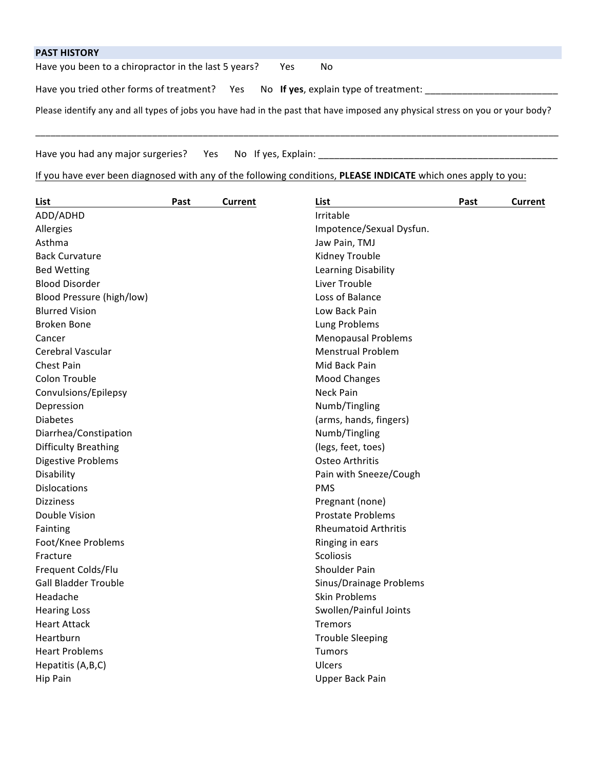## PAST HISTORY

Have you been to a chiropractor in the last 5 years? Yes No

Have you tried other forms of treatment? Yes No **If yes**, explain type of treatment: _________________________

Please identify any and all types of jobs you have had in the past that have imposed any physical stress on you or your body?

_____________________________________________________________________________________________________

Have you had any major surgeries? Yes No If yes, Explain: _______________________________________________

If you have ever been diagnosed with any of the following conditions, **PLEASE INDICATE** which ones apply to you:

| List | Past | Current |
|---|---|---|
| ADD/ADHD | | |
| Allergies | | |
| Asthma | | |
| Back Curvature | | |
| Bed Wetting | | |
| Blood Disorder | | |
| Blood Pressure (high/low) | | |
| Blurred Vision | | |
| Broken Bone | | |
| Cancer | | |
| Cerebral Vascular | | |
| Chest Pain | | |
| Colon Trouble | | |
| Convulsions/Epilepsy | | |
| Depression | | |
| Diabetes | | |
| Diarrhea/Constipation | | |
| Difficulty Breathing | | |
| Digestive Problems | | |
| Disability | | |
| Dislocations | | |
| Dizziness | | |
| Double Vision | | |
| Fainting | | |
| Foot/Knee Problems | | |
| Fracture | | |
| Frequent Colds/Flu | | |
| Gall Bladder Trouble | | |
| Headache | | |
| Hearing Loss | | |
| Heart Attack | | |
| Heartburn | | |
| Heart Problems | | |
| Hepatitis (A,B,C) | | |
| Hip Pain | | |

| List | Past | Current |
|---|---|---|
| Irritable | | |
| Impotence/Sexual Dysfun. | | |
| Jaw Pain, TMJ | | |
| Kidney Trouble | | |
| Learning Disability | | |
| Liver Trouble | | |
| Loss of Balance | | |
| Low Back Pain | | |
| Lung Problems | | |
| Menopausal Problems | | |
| Menstrual Problem | | |
| Mid Back Pain | | |
| Mood Changes | | |
| Neck Pain | | |
| Numb/Tingling (arms, hands, fingers) | | |
| Numb/Tingling (legs, feet, toes) | | |
| Osteo Arthritis | | |
| Pain with Sneeze/Cough | | |
| PMS | | |
| Pregnant (none) | | |
| Prostate Problems | | |
| Rheumatoid Arthritis | | |
| Ringing in ears | | |
| Scoliosis | | |
| Shoulder Pain | | |
| Sinus/Drainage Problems | | |
| Skin Problems | | |
| Swollen/Painful Joints | | |
| Tremors | | |
| Trouble Sleeping | | |
| Tumors | | |
| Ulcers | | |
| Upper Back Pain | | |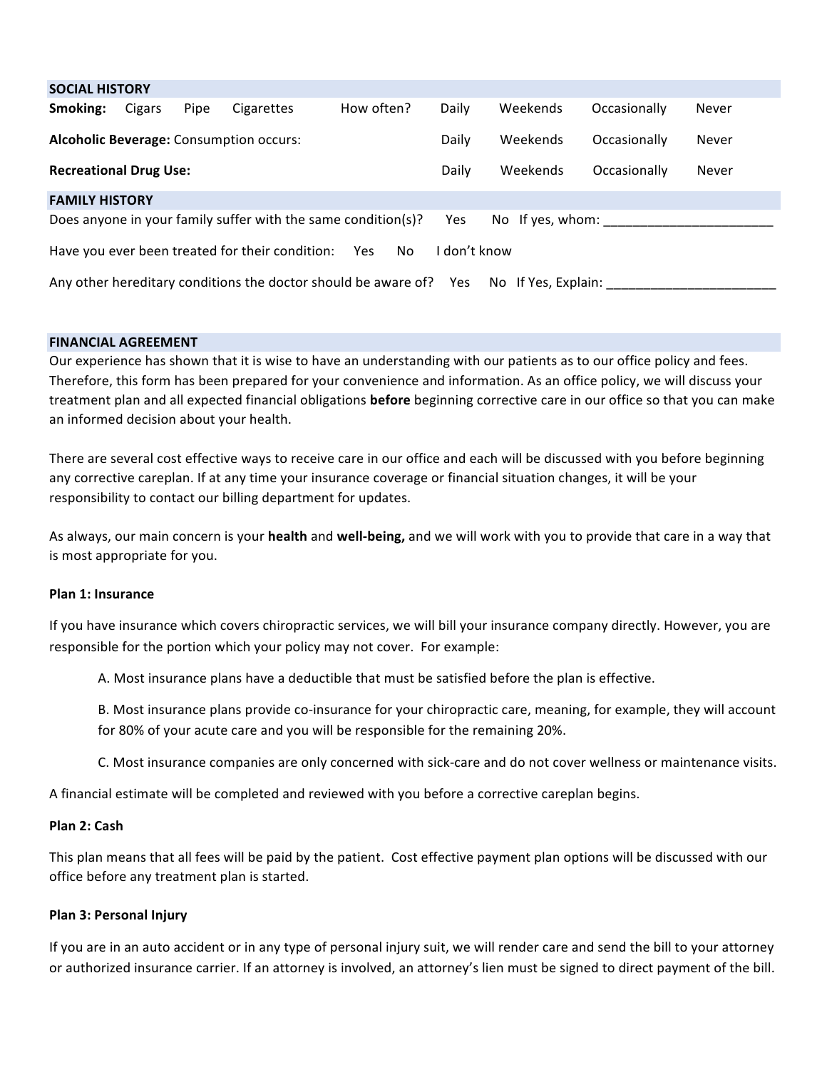## SOCIAL HISTORY

**Smoking:** Cigars Pipe Cigarettes How often? Daily Weekends Occasionally Never

**Alcoholic Beverage:** Consumption occurs: Daily Weekends Occasionally Never

**Recreational Drug Use:** Daily Weekends Occasionally Never

## FAMILY HISTORY

Does anyone in your family suffer with the same condition(s)? Yes No If yes, whom: ______________________

Have you ever been treated for their condition: Yes No I don't know

Any other hereditary conditions the doctor should be aware of? Yes No If Yes, Explain: ______________________

## FINANCIAL AGREEMENT

Our experience has shown that it is wise to have an understanding with our patients as to our office policy and fees. Therefore, this form has been prepared for your convenience and information. As an office policy, we will discuss your treatment plan and all expected financial obligations **before** beginning corrective care in our office so that you can make an informed decision about your health.

There are several cost effective ways to receive care in our office and each will be discussed with you before beginning any corrective careplan. If at any time your insurance coverage or financial situation changes, it will be your responsibility to contact our billing department for updates.

As always, our main concern is your **health** and **well-being,** and we will work with you to provide that care in a way that is most appropriate for you.

**Plan 1: Insurance**

If you have insurance which covers chiropractic services, we will bill your insurance company directly. However, you are responsible for the portion which your policy may not cover. For example:

A. Most insurance plans have a deductible that must be satisfied before the plan is effective.

B. Most insurance plans provide co-insurance for your chiropractic care, meaning, for example, they will account for 80% of your acute care and you will be responsible for the remaining 20%.

C. Most insurance companies are only concerned with sick-care and do not cover wellness or maintenance visits.

A financial estimate will be completed and reviewed with you before a corrective careplan begins.

**Plan 2: Cash**

This plan means that all fees will be paid by the patient. Cost effective payment plan options will be discussed with our office before any treatment plan is started.

**Plan 3: Personal Injury**

If you are in an auto accident or in any type of personal injury suit, we will render care and send the bill to your attorney or authorized insurance carrier. If an attorney is involved, an attorney's lien must be signed to direct payment of the bill.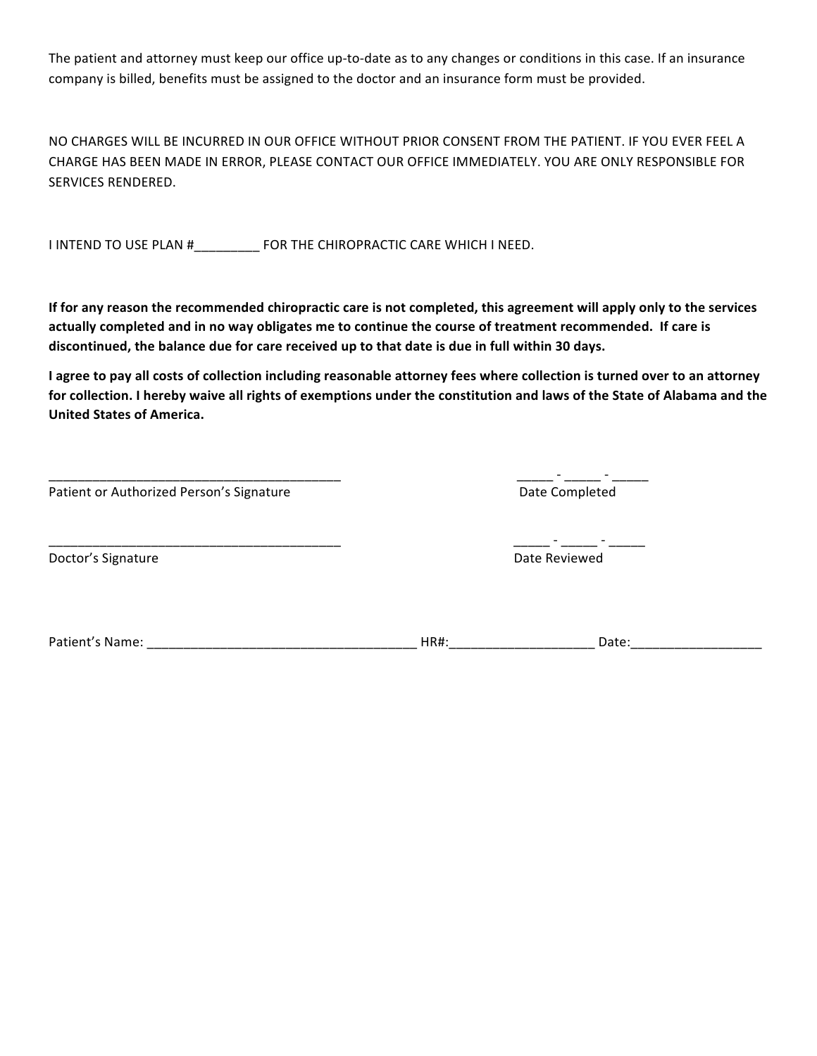The patient and attorney must keep our office up-to-date as to any changes or conditions in this case. If an insurance company is billed, benefits must be assigned to the doctor and an insurance form must be provided.

NO CHARGES WILL BE INCURRED IN OUR OFFICE WITHOUT PRIOR CONSENT FROM THE PATIENT. IF YOU EVER FEEL A CHARGE HAS BEEN MADE IN ERROR, PLEASE CONTACT OUR OFFICE IMMEDIATELY. YOU ARE ONLY RESPONSIBLE FOR SERVICES RENDERED.

I INTEND TO USE PLAN #_________ FOR THE CHIROPRACTIC CARE WHICH I NEED.

**If for any reason the recommended chiropractic care is not completed, this agreement will apply only to the services actually completed and in no way obligates me to continue the course of treatment recommended. If care is discontinued, the balance due for care received up to that date is due in full within 30 days.**

**I agree to pay all costs of collection including reasonable attorney fees where collection is turned over to an attorney for collection. I hereby waive all rights of exemptions under the constitution and laws of the State of Alabama and the United States of America.**

________________________________________ _____ - _____ - _____

Patient or Authorized Person's Signature Date Completed

________________________________________ _____ - _____ - _____

Doctor's Signature Date Reviewed

Patient's Name: _____________________________________ HR#:____________________ Date:__________________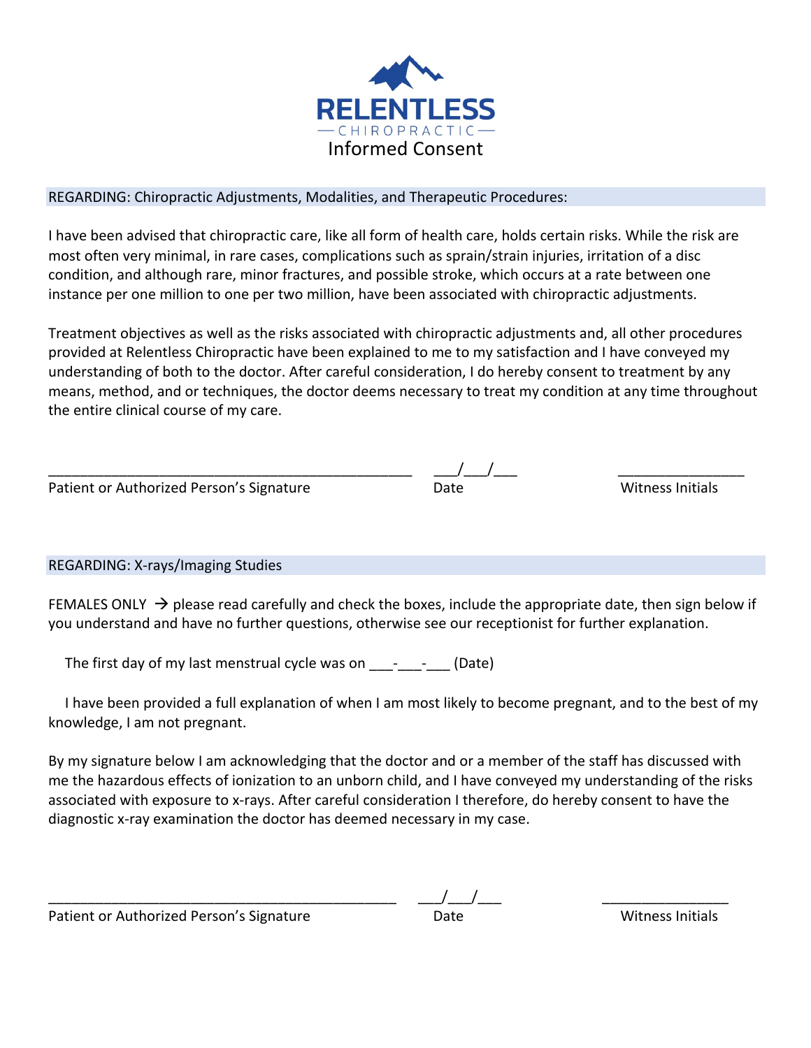# RELENTLESS CHIROPRACTIC

## Informed Consent

### REGARDING: Chiropractic Adjustments, Modalities, and Therapeutic Procedures:

I have been advised that chiropractic care, like all form of health care, holds certain risks. While the risk are most often very minimal, in rare cases, complications such as sprain/strain injuries, irritation of a disc condition, and although rare, minor fractures, and possible stroke, which occurs at a rate between one instance per one million to one per two million, have been associated with chiropractic adjustments.

Treatment objectives as well as the risks associated with chiropractic adjustments and, all other procedures provided at Relentless Chiropractic have been explained to me to my satisfaction and I have conveyed my understanding of both to the doctor. After careful consideration, I do hereby consent to treatment by any means, method, and or techniques, the doctor deems necessary to treat my condition at any time throughout the entire clinical course of my care.

_______________________________________________ ___/___/___ ________________

Patient or Authorized Person's Signature Date Witness Initials

### REGARDING: X-rays/Imaging Studies

FEMALES ONLY → please read carefully and check the boxes, include the appropriate date, then sign below if you understand and have no further questions, otherwise see our receptionist for further explanation.

The first day of my last menstrual cycle was on ___-___-___ (Date)

I have been provided a full explanation of when I am most likely to become pregnant, and to the best of my knowledge, I am not pregnant.

By my signature below I am acknowledging that the doctor and or a member of the staff has discussed with me the hazardous effects of ionization to an unborn child, and I have conveyed my understanding of the risks associated with exposure to x-rays. After careful consideration I therefore, do hereby consent to have the diagnostic x-ray examination the doctor has deemed necessary in my case.

_______________________________________________ ___/___/___ ________________

Patient or Authorized Person's Signature Date Witness Initials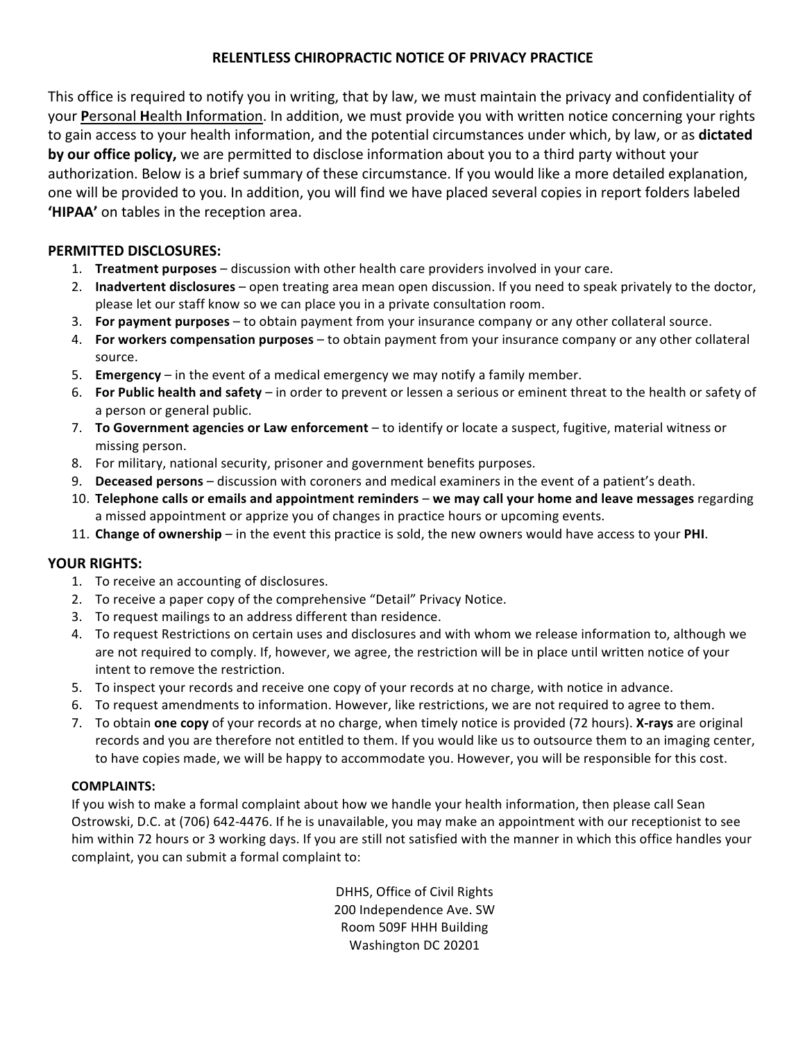# RELENTLESS CHIROPRACTIC NOTICE OF PRIVACY PRACTICE

This office is required to notify you in writing, that by law, we must maintain the privacy and confidentiality of your **P**ersonal **H**ealth **I**nformation. In addition, we must provide you with written notice concerning your rights to gain access to your health information, and the potential circumstances under which, by law, or as **dictated by our office policy,** we are permitted to disclose information about you to a third party without your authorization. Below is a brief summary of these circumstance. If you would like a more detailed explanation, one will be provided to you. In addition, you will find we have placed several copies in report folders labeled **'HIPAA'** on tables in the reception area.

## PERMITTED DISCLOSURES:

1. **Treatment purposes** – discussion with other health care providers involved in your care.
2. **Inadvertent disclosures** – open treating area mean open discussion. If you need to speak privately to the doctor, please let our staff know so we can place you in a private consultation room.
3. **For payment purposes** – to obtain payment from your insurance company or any other collateral source.
4. **For workers compensation purposes** – to obtain payment from your insurance company or any other collateral source.
5. **Emergency** – in the event of a medical emergency we may notify a family member.
6. **For Public health and safety** – in order to prevent or lessen a serious or eminent threat to the health or safety of a person or general public.
7. **To Government agencies or Law enforcement** – to identify or locate a suspect, fugitive, material witness or missing person.
8. For military, national security, prisoner and government benefits purposes.
9. **Deceased persons** – discussion with coroners and medical examiners in the event of a patient's death.
10. **Telephone calls or emails and appointment reminders** – **we may call your home and leave messages** regarding a missed appointment or apprize you of changes in practice hours or upcoming events.
11. **Change of ownership** – in the event this practice is sold, the new owners would have access to your **PHI**.

## YOUR RIGHTS:

1. To receive an accounting of disclosures.
2. To receive a paper copy of the comprehensive "Detail" Privacy Notice.
3. To request mailings to an address different than residence.
4. To request Restrictions on certain uses and disclosures and with whom we release information to, although we are not required to comply. If, however, we agree, the restriction will be in place until written notice of your intent to remove the restriction.
5. To inspect your records and receive one copy of your records at no charge, with notice in advance.
6. To request amendments to information. However, like restrictions, we are not required to agree to them.
7. To obtain **one copy** of your records at no charge, when timely notice is provided (72 hours). **X-rays** are original records and you are therefore not entitled to them. If you would like us to outsource them to an imaging center, to have copies made, we will be happy to accommodate you. However, you will be responsible for this cost.

### COMPLAINTS:

If you wish to make a formal complaint about how we handle your health information, then please call Sean Ostrowski, D.C. at (706) 642-4476. If he is unavailable, you may make an appointment with our receptionist to see him within 72 hours or 3 working days. If you are still not satisfied with the manner in which this office handles your complaint, you can submit a formal complaint to:

DHHS, Office of Civil Rights
200 Independence Ave. SW
Room 509F HHH Building
Washington DC 20201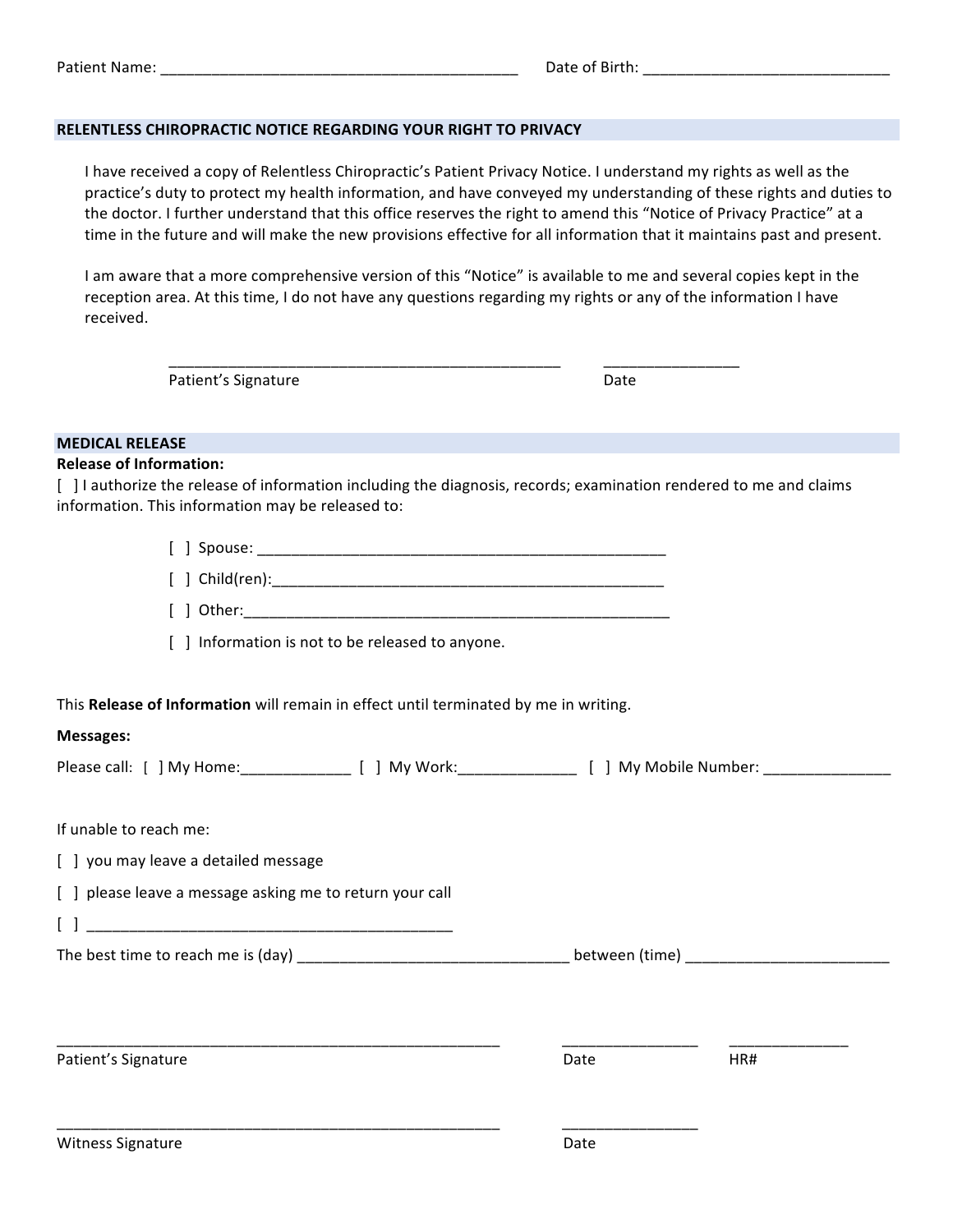Patient Name: ___________________________________________ Date of Birth: ______________________________

## RELENTLESS CHIROPRACTIC NOTICE REGARDING YOUR RIGHT TO PRIVACY

I have received a copy of Relentless Chiropractic's Patient Privacy Notice. I understand my rights as well as the practice's duty to protect my health information, and have conveyed my understanding of these rights and duties to the doctor. I further understand that this office reserves the right to amend this "Notice of Privacy Practice" at a time in the future and will make the new provisions effective for all information that it maintains past and present.

I am aware that a more comprehensive version of this "Notice" is available to me and several copies kept in the reception area. At this time, I do not have any questions regarding my rights or any of the information I have received.

________________________________________________ ________________
Patient's Signature Date

## MEDICAL RELEASE

**Release of Information:**

[ ] I authorize the release of information including the diagnosis, records; examination rendered to me and claims information. This information may be released to:

[ ] Spouse: __________________________________________________

[ ] Child(ren):_______________________________________________

[ ] Other:____________________________________________________

[ ] Information is not to be released to anyone.

This **Release of Information** will remain in effect until terminated by me in writing.

**Messages:**

Please call: [ ] My Home:_____________ [ ] My Work:______________ [ ] My Mobile Number: _______________

If unable to reach me:

[ ] you may leave a detailed message

[ ] please leave a message asking me to return your call

[ ] ____________________________________________

The best time to reach me is (day) ________________________________ between (time) ________________________

______________________________________________________ ________________ ______________
Patient's Signature Date HR#

______________________________________________________ ________________
Witness Signature Date